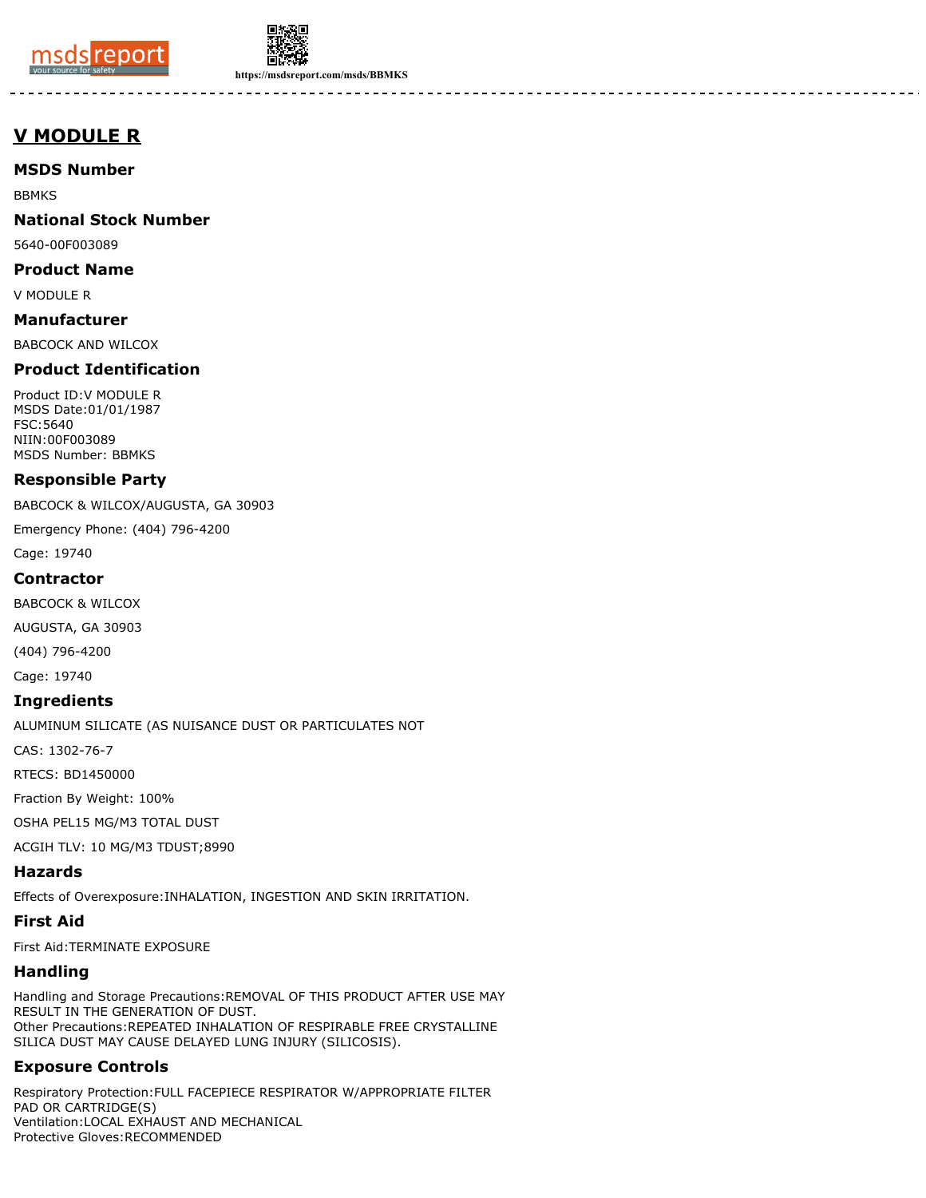# V MODULE R

## MSDS Number

BBMKS

## National Stock Number

5640-00F003089

## Product Name

V MODULE R

## Manufacturer

BABCOCK AND WILCOX

## Product Identification

Product ID:V MODULE R
MSDS Date:01/01/1987
FSC:5640
NIIN:00F003089
MSDS Number: BBMKS

## Responsible Party

BABCOCK & WILCOX/AUGUSTA, GA 30903

Emergency Phone: (404) 796-4200

Cage: 19740

## Contractor

BABCOCK & WILCOX

AUGUSTA, GA 30903

(404) 796-4200

Cage: 19740

## Ingredients

ALUMINUM SILICATE (AS NUISANCE DUST OR PARTICULATES NOT

CAS: 1302-76-7

RTECS: BD1450000

Fraction By Weight: 100%

OSHA PEL15 MG/M3 TOTAL DUST

ACGIH TLV: 10 MG/M3 TDUST;8990

## Hazards

Effects of Overexposure:INHALATION, INGESTION AND SKIN IRRITATION.

## First Aid

First Aid:TERMINATE EXPOSURE

## Handling

Handling and Storage Precautions:REMOVAL OF THIS PRODUCT AFTER USE MAY RESULT IN THE GENERATION OF DUST.
Other Precautions:REPEATED INHALATION OF RESPIRABLE FREE CRYSTALLINE SILICA DUST MAY CAUSE DELAYED LUNG INJURY (SILICOSIS).

## Exposure Controls

Respiratory Protection:FULL FACEPIECE RESPIRATOR W/APPROPRIATE FILTER PAD OR CARTRIDGE(S)
Ventilation:LOCAL EXHAUST AND MECHANICAL
Protective Gloves:RECOMMENDED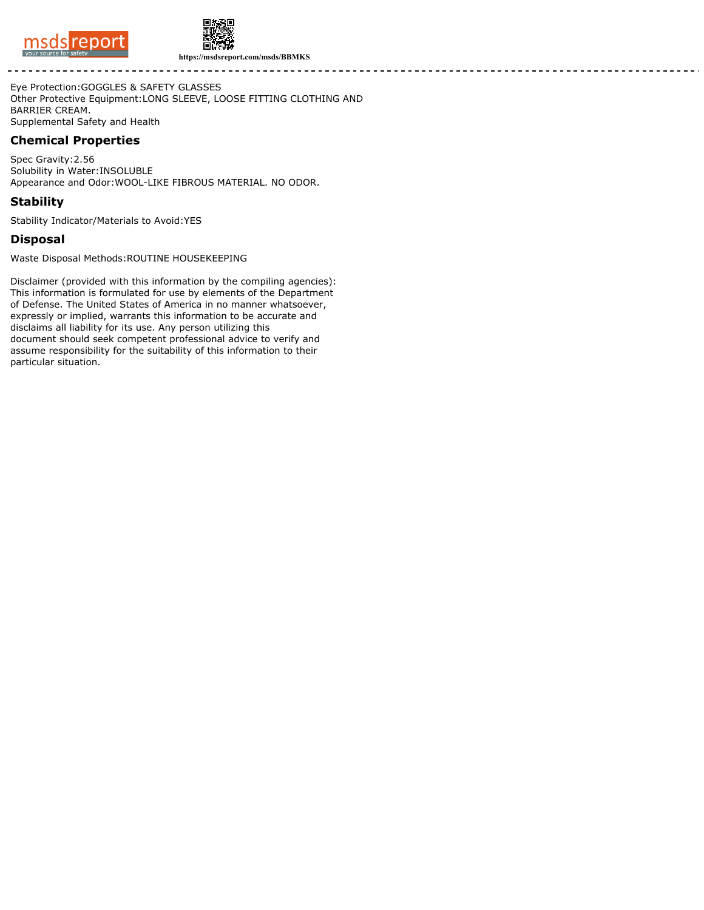Eye Protection:GOGGLES & SAFETY GLASSES
Other Protective Equipment:LONG SLEEVE, LOOSE FITTING CLOTHING AND BARRIER CREAM.
Supplemental Safety and Health

## Chemical Properties

Spec Gravity:2.56
Solubility in Water:INSOLUBLE
Appearance and Odor:WOOL-LIKE FIBROUS MATERIAL. NO ODOR.

## Stability

Stability Indicator/Materials to Avoid:YES

## Disposal

Waste Disposal Methods:ROUTINE HOUSEKEEPING

Disclaimer (provided with this information by the compiling agencies): This information is formulated for use by elements of the Department of Defense. The United States of America in no manner whatsoever, expressly or implied, warrants this information to be accurate and disclaims all liability for its use. Any person utilizing this document should seek competent professional advice to verify and assume responsibility for the suitability of this information to their particular situation.